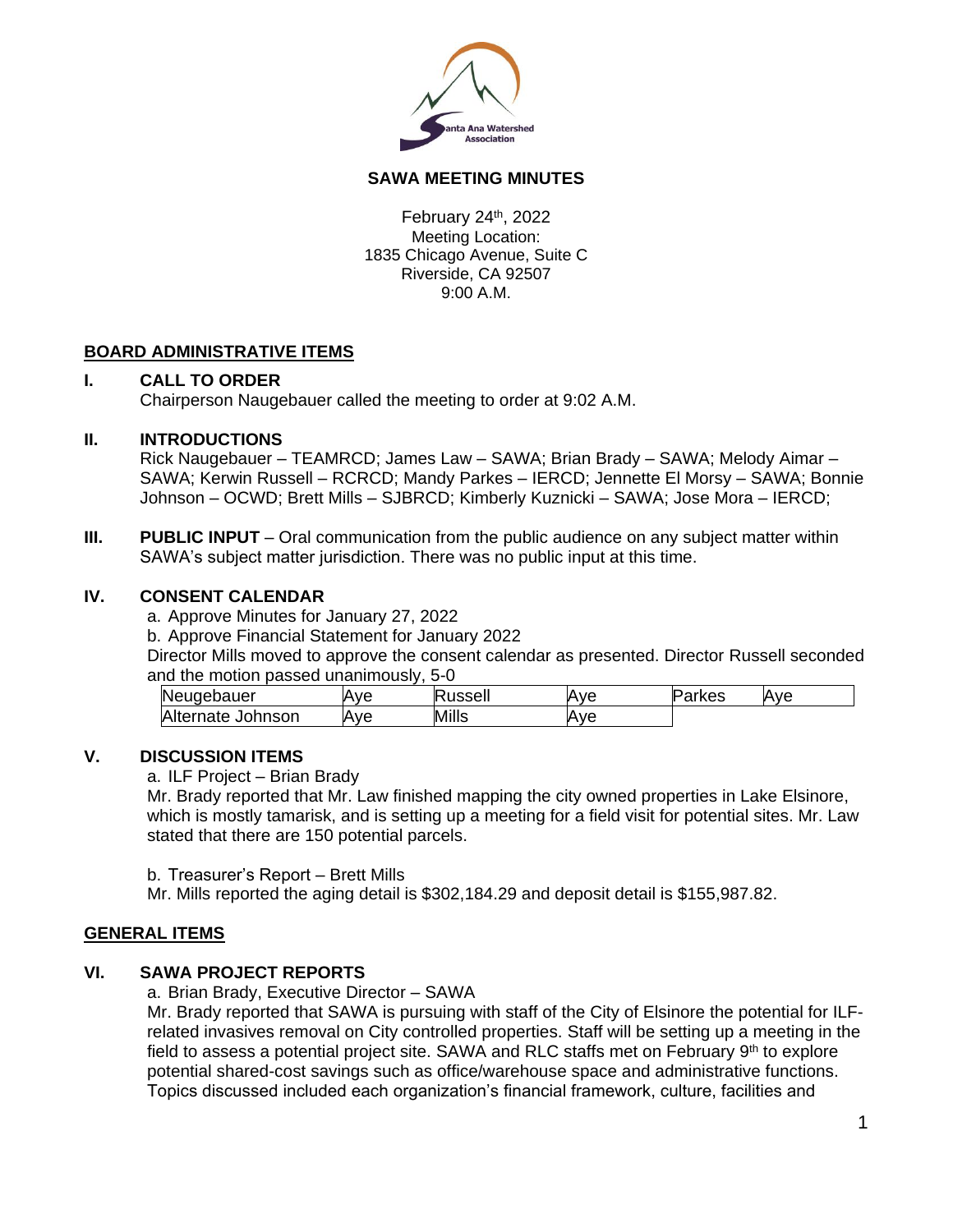# SAWA MEETING MINUTES

February 24th, 2022
Meeting Location:
1835 Chicago Avenue, Suite C
Riverside, CA 92507
9:00 A.M.

## BOARD ADMINISTRATIVE ITEMS

### I. CALL TO ORDER

Chairperson Naugebauer called the meeting to order at 9:02 A.M.

### II. INTRODUCTIONS

Rick Naugebauer – TEAMRCD; James Law – SAWA; Brian Brady – SAWA; Melody Aimar – SAWA; Kerwin Russell – RCRCD; Mandy Parkes – IERCD; Jennette El Morsy – SAWA; Bonnie Johnson – OCWD; Brett Mills – SJBRCD; Kimberly Kuznicki – SAWA; Jose Mora – IERCD;

### III. PUBLIC INPUT

**PUBLIC INPUT** – Oral communication from the public audience on any subject matter within SAWA's subject matter jurisdiction. There was no public input at this time.

### IV. CONSENT CALENDAR

a. Approve Minutes for January 27, 2022

b. Approve Financial Statement for January 2022

Director Mills moved to approve the consent calendar as presented. Director Russell seconded and the motion passed unanimously, 5-0

| Neugebauer | Aye | Russell | Aye | Parkes | Aye |
|---|---|---|---|---|---|
| Alternate Johnson | Aye | Mills | Aye | | |

### V. DISCUSSION ITEMS

a. ILF Project – Brian Brady

Mr. Brady reported that Mr. Law finished mapping the city owned properties in Lake Elsinore, which is mostly tamarisk, and is setting up a meeting for a field visit for potential sites. Mr. Law stated that there are 150 potential parcels.

b. Treasurer's Report – Brett Mills

Mr. Mills reported the aging detail is $302,184.29 and deposit detail is $155,987.82.

## GENERAL ITEMS

### VI. SAWA PROJECT REPORTS

a. Brian Brady, Executive Director – SAWA

Mr. Brady reported that SAWA is pursuing with staff of the City of Elsinore the potential for ILF-related invasives removal on City controlled properties. Staff will be setting up a meeting in the field to assess a potential project site. SAWA and RLC staffs met on February 9th to explore potential shared-cost savings such as office/warehouse space and administrative functions. Topics discussed included each organization's financial framework, culture, facilities and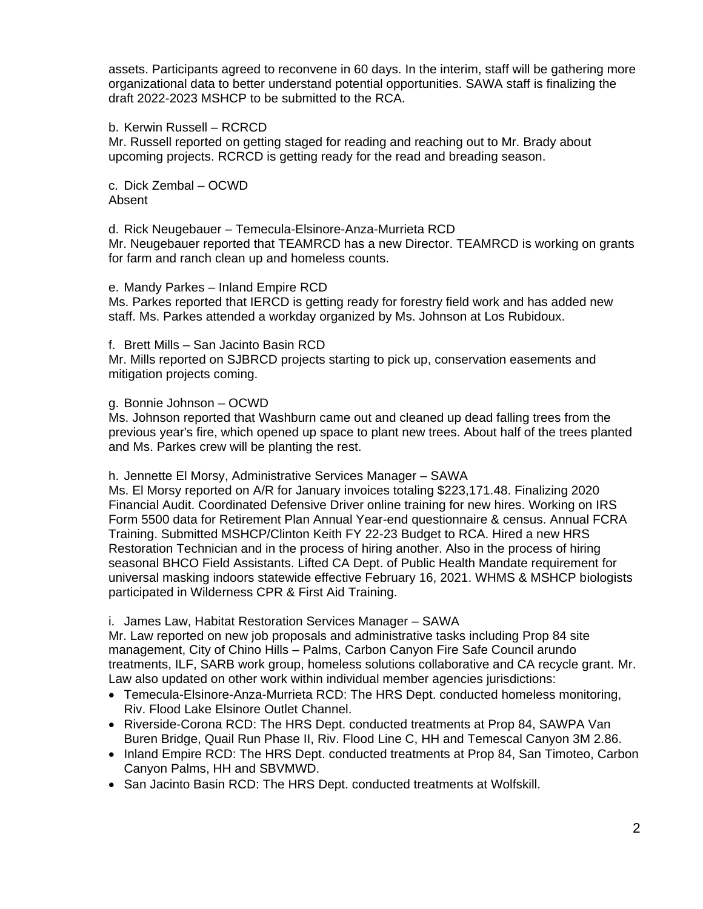assets. Participants agreed to reconvene in 60 days. In the interim, staff will be gathering more organizational data to better understand potential opportunities. SAWA staff is finalizing the draft 2022-2023 MSHCP to be submitted to the RCA.

b. Kerwin Russell – RCRCD
Mr. Russell reported on getting staged for reading and reaching out to Mr. Brady about upcoming projects. RCRCD is getting ready for the read and breading season.

c. Dick Zembal – OCWD
Absent

d. Rick Neugebauer – Temecula-Elsinore-Anza-Murrieta RCD
Mr. Neugebauer reported that TEAMRCD has a new Director. TEAMRCD is working on grants for farm and ranch clean up and homeless counts.

e. Mandy Parkes – Inland Empire RCD
Ms. Parkes reported that IERCD is getting ready for forestry field work and has added new staff. Ms. Parkes attended a workday organized by Ms. Johnson at Los Rubidoux.

f. Brett Mills – San Jacinto Basin RCD
Mr. Mills reported on SJBRCD projects starting to pick up, conservation easements and mitigation projects coming.

g. Bonnie Johnson – OCWD
Ms. Johnson reported that Washburn came out and cleaned up dead falling trees from the previous year's fire, which opened up space to plant new trees. About half of the trees planted and Ms. Parkes crew will be planting the rest.

h. Jennette El Morsy, Administrative Services Manager – SAWA
Ms. El Morsy reported on A/R for January invoices totaling $223,171.48. Finalizing 2020 Financial Audit. Coordinated Defensive Driver online training for new hires. Working on IRS Form 5500 data for Retirement Plan Annual Year-end questionnaire & census. Annual FCRA Training. Submitted MSHCP/Clinton Keith FY 22-23 Budget to RCA. Hired a new HRS Restoration Technician and in the process of hiring another. Also in the process of hiring seasonal BHCO Field Assistants. Lifted CA Dept. of Public Health Mandate requirement for universal masking indoors statewide effective February 16, 2021. WHMS & MSHCP biologists participated in Wilderness CPR & First Aid Training.

i. James Law, Habitat Restoration Services Manager – SAWA
Mr. Law reported on new job proposals and administrative tasks including Prop 84 site management, City of Chino Hills – Palms, Carbon Canyon Fire Safe Council arundo treatments, ILF, SARB work group, homeless solutions collaborative and CA recycle grant. Mr. Law also updated on other work within individual member agencies jurisdictions:

- Temecula-Elsinore-Anza-Murrieta RCD: The HRS Dept. conducted homeless monitoring, Riv. Flood Lake Elsinore Outlet Channel.
- Riverside-Corona RCD: The HRS Dept. conducted treatments at Prop 84, SAWPA Van Buren Bridge, Quail Run Phase II, Riv. Flood Line C, HH and Temescal Canyon 3M 2.86.
- Inland Empire RCD: The HRS Dept. conducted treatments at Prop 84, San Timoteo, Carbon Canyon Palms, HH and SBVMWD.
- San Jacinto Basin RCD: The HRS Dept. conducted treatments at Wolfskill.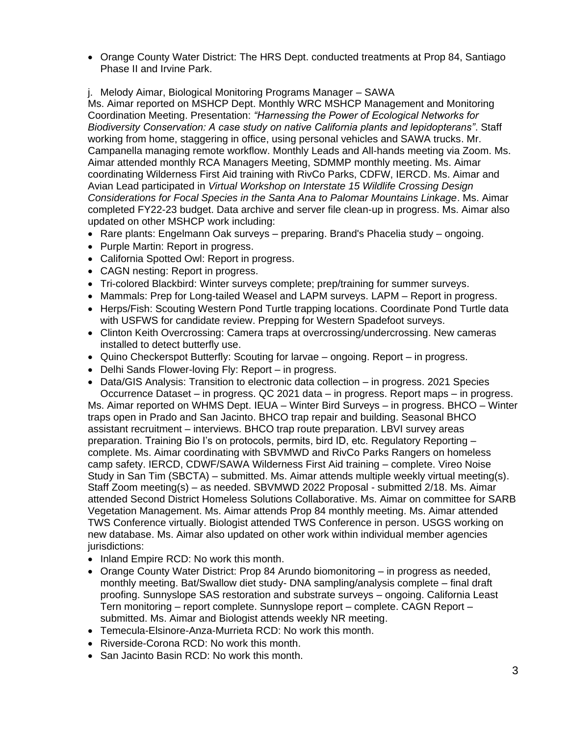- Orange County Water District: The HRS Dept. conducted treatments at Prop 84, Santiago Phase II and Irvine Park.

j. Melody Aimar, Biological Monitoring Programs Manager – SAWA

Ms. Aimar reported on MSHCP Dept. Monthly WRC MSHCP Management and Monitoring Coordination Meeting. Presentation: *"Harnessing the Power of Ecological Networks for Biodiversity Conservation: A case study on native California plants and lepidopterans"*. Staff working from home, staggering in office, using personal vehicles and SAWA trucks. Mr. Campanella managing remote workflow. Monthly Leads and All-hands meeting via Zoom. Ms. Aimar attended monthly RCA Managers Meeting, SDMMP monthly meeting. Ms. Aimar coordinating Wilderness First Aid training with RivCo Parks, CDFW, IERCD. Ms. Aimar and Avian Lead participated in *Virtual Workshop on Interstate 15 Wildlife Crossing Design Considerations for Focal Species in the Santa Ana to Palomar Mountains Linkage*. Ms. Aimar completed FY22-23 budget. Data archive and server file clean-up in progress. Ms. Aimar also updated on other MSHCP work including:

- Rare plants: Engelmann Oak surveys – preparing. Brand's Phacelia study – ongoing.
- Purple Martin: Report in progress.
- California Spotted Owl: Report in progress.
- CAGN nesting: Report in progress.
- Tri-colored Blackbird: Winter surveys complete; prep/training for summer surveys.
- Mammals: Prep for Long-tailed Weasel and LAPM surveys. LAPM – Report in progress.
- Herps/Fish: Scouting Western Pond Turtle trapping locations. Coordinate Pond Turtle data with USFWS for candidate review. Prepping for Western Spadefoot surveys.
- Clinton Keith Overcrossing: Camera traps at overcrossing/undercrossing. New cameras installed to detect butterfly use.
- Quino Checkerspot Butterfly: Scouting for larvae – ongoing. Report – in progress.
- Delhi Sands Flower-loving Fly: Report – in progress.
- Data/GIS Analysis: Transition to electronic data collection – in progress. 2021 Species Occurrence Dataset – in progress. QC 2021 data – in progress. Report maps – in progress.

Ms. Aimar reported on WHMS Dept. IEUA – Winter Bird Surveys – in progress. BHCO – Winter traps open in Prado and San Jacinto. BHCO trap repair and building. Seasonal BHCO assistant recruitment – interviews. BHCO trap route preparation. LBVI survey areas preparation. Training Bio I's on protocols, permits, bird ID, etc. Regulatory Reporting – complete. Ms. Aimar coordinating with SBVMWD and RivCo Parks Rangers on homeless camp safety. IERCD, CDWF/SAWA Wilderness First Aid training – complete. Vireo Noise Study in San Tim (SBCTA) – submitted. Ms. Aimar attends multiple weekly virtual meeting(s). Staff Zoom meeting(s) – as needed. SBVMWD 2022 Proposal - submitted 2/18. Ms. Aimar attended Second District Homeless Solutions Collaborative. Ms. Aimar on committee for SARB Vegetation Management. Ms. Aimar attends Prop 84 monthly meeting. Ms. Aimar attended TWS Conference virtually. Biologist attended TWS Conference in person. USGS working on new database. Ms. Aimar also updated on other work within individual member agencies jurisdictions:

- Inland Empire RCD: No work this month.
- Orange County Water District: Prop 84 Arundo biomonitoring – in progress as needed, monthly meeting. Bat/Swallow diet study- DNA sampling/analysis complete – final draft proofing. Sunnyslope SAS restoration and substrate surveys – ongoing. California Least Tern monitoring – report complete. Sunnyslope report – complete. CAGN Report – submitted. Ms. Aimar and Biologist attends weekly NR meeting.
- Temecula-Elsinore-Anza-Murrieta RCD: No work this month.
- Riverside-Corona RCD: No work this month.
- San Jacinto Basin RCD: No work this month.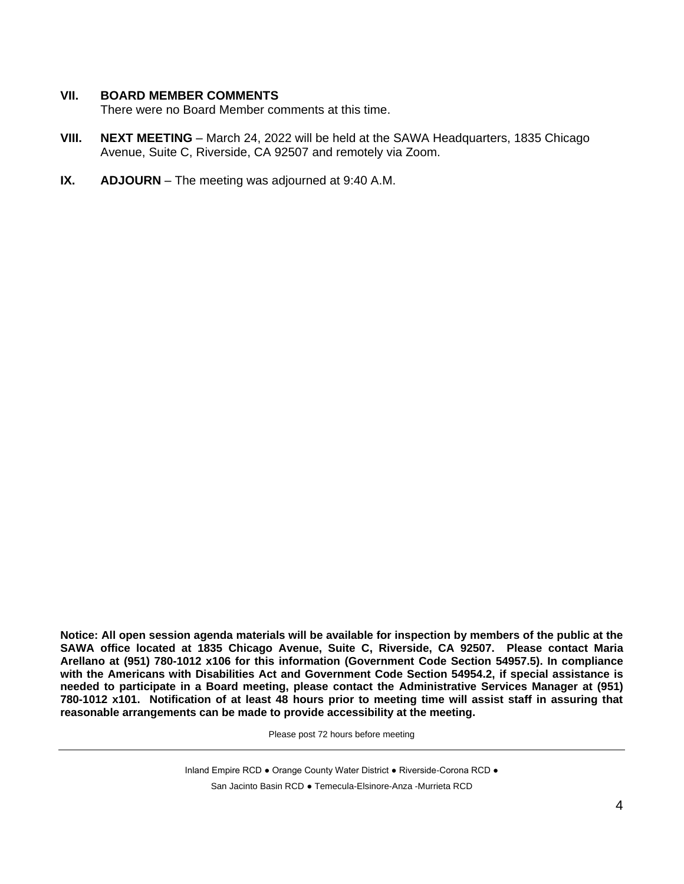**VII. BOARD MEMBER COMMENTS**
There were no Board Member comments at this time.

**VIII. NEXT MEETING** – March 24, 2022 will be held at the SAWA Headquarters, 1835 Chicago Avenue, Suite C, Riverside, CA 92507 and remotely via Zoom.

**IX. ADJOURN** – The meeting was adjourned at 9:40 A.M.

**Notice: All open session agenda materials will be available for inspection by members of the public at the SAWA office located at 1835 Chicago Avenue, Suite C, Riverside, CA 92507. Please contact Maria Arellano at (951) 780-1012 x106 for this information (Government Code Section 54957.5). In compliance with the Americans with Disabilities Act and Government Code Section 54954.2, if special assistance is needed to participate in a Board meeting, please contact the Administrative Services Manager at (951) 780-1012 x101. Notification of at least 48 hours prior to meeting time will assist staff in assuring that reasonable arrangements can be made to provide accessibility at the meeting.**

Please post 72 hours before meeting

---

Inland Empire RCD ● Orange County Water District ● Riverside-Corona RCD ●
San Jacinto Basin RCD ● Temecula-Elsinore-Anza -Murrieta RCD